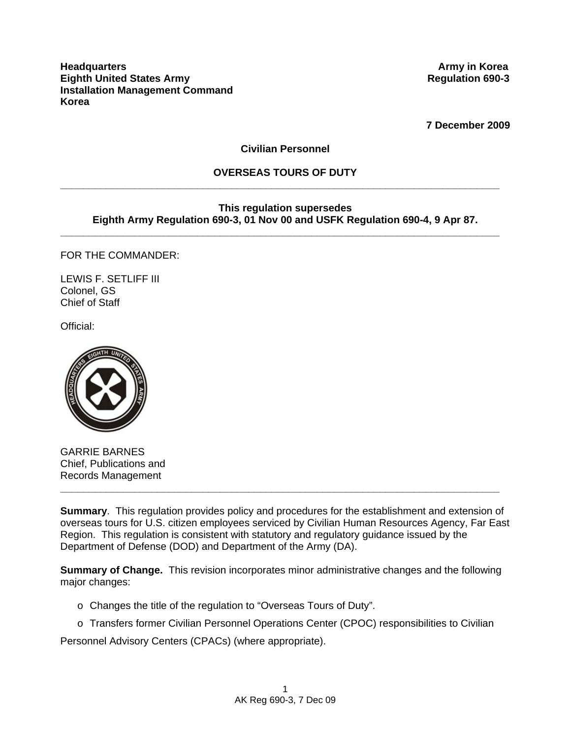**Headquarters**
**Eighth United States Army**
**Installation Management Command**
**Korea**

**Army in Korea**
**Regulation 690-3**

**7 December 2009**

**Civilian Personnel**

# OVERSEAS TOURS OF DUTY

---

**This regulation supersedes**
**Eighth Army Regulation 690-3, 01 Nov 00 and USFK Regulation 690-4, 9 Apr 87.**

---

FOR THE COMMANDER:

LEWIS F. SETLIFF III
Colonel, GS
Chief of Staff

Official:

GARRIE BARNES
Chief, Publications and
Records Management

---

**Summary**. This regulation provides policy and procedures for the establishment and extension of overseas tours for U.S. citizen employees serviced by Civilian Human Resources Agency, Far East Region. This regulation is consistent with statutory and regulatory guidance issued by the Department of Defense (DOD) and Department of the Army (DA).

**Summary of Change.** This revision incorporates minor administrative changes and the following major changes:

- o Changes the title of the regulation to "Overseas Tours of Duty".
- o Transfers former Civilian Personnel Operations Center (CPOC) responsibilities to Civilian Personnel Advisory Centers (CPACs) (where appropriate).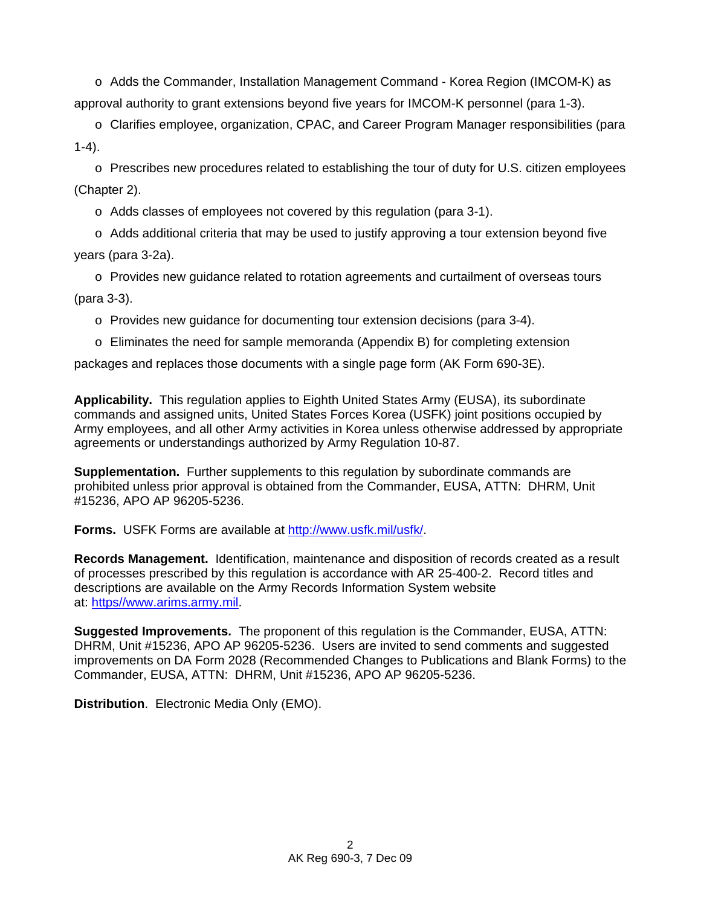o Adds the Commander, Installation Management Command - Korea Region (IMCOM-K) as approval authority to grant extensions beyond five years for IMCOM-K personnel (para 1-3).

o Clarifies employee, organization, CPAC, and Career Program Manager responsibilities (para 1-4).

o Prescribes new procedures related to establishing the tour of duty for U.S. citizen employees (Chapter 2).

o Adds classes of employees not covered by this regulation (para 3-1).

o Adds additional criteria that may be used to justify approving a tour extension beyond five years (para 3-2a).

o Provides new guidance related to rotation agreements and curtailment of overseas tours (para 3-3).

o Provides new guidance for documenting tour extension decisions (para 3-4).

o Eliminates the need for sample memoranda (Appendix B) for completing extension packages and replaces those documents with a single page form (AK Form 690-3E).

**Applicability.** This regulation applies to Eighth United States Army (EUSA), its subordinate commands and assigned units, United States Forces Korea (USFK) joint positions occupied by Army employees, and all other Army activities in Korea unless otherwise addressed by appropriate agreements or understandings authorized by Army Regulation 10-87.

**Supplementation.** Further supplements to this regulation by subordinate commands are prohibited unless prior approval is obtained from the Commander, EUSA, ATTN: DHRM, Unit #15236, APO AP 96205-5236.

**Forms.** USFK Forms are available at http://www.usfk.mil/usfk/.

**Records Management.** Identification, maintenance and disposition of records created as a result of processes prescribed by this regulation is accordance with AR 25-400-2. Record titles and descriptions are available on the Army Records Information System website at: https//www.arims.army.mil.

**Suggested Improvements.** The proponent of this regulation is the Commander, EUSA, ATTN: DHRM, Unit #15236, APO AP 96205-5236. Users are invited to send comments and suggested improvements on DA Form 2028 (Recommended Changes to Publications and Blank Forms) to the Commander, EUSA, ATTN: DHRM, Unit #15236, APO AP 96205-5236.

**Distribution**. Electronic Media Only (EMO).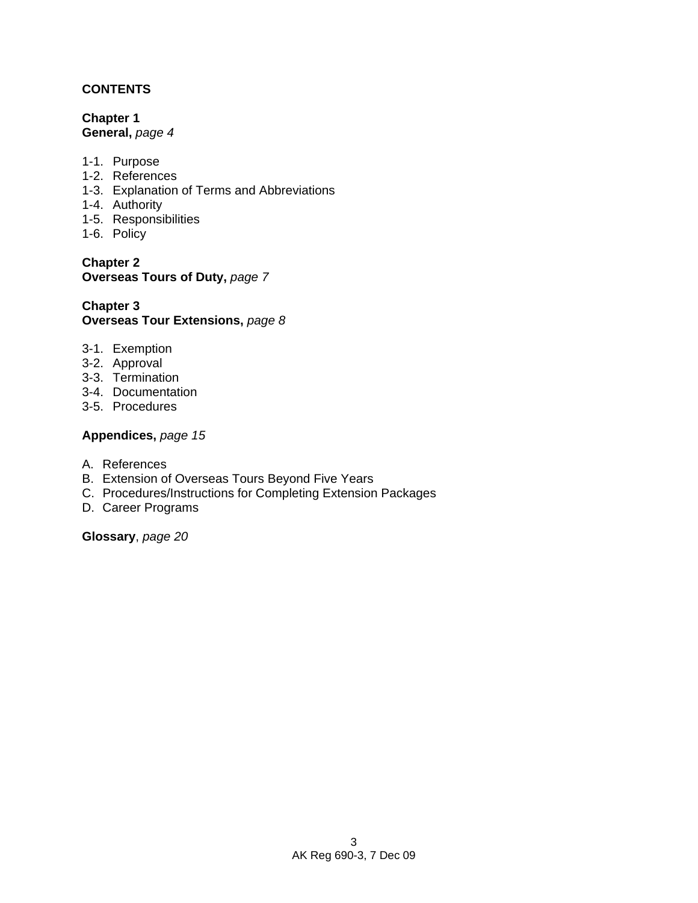**CONTENTS**

**Chapter 1**
**General,** *page 4*

1-1. Purpose
1-2. References
1-3. Explanation of Terms and Abbreviations
1-4. Authority
1-5. Responsibilities
1-6. Policy

**Chapter 2**
**Overseas Tours of Duty,** *page 7*

**Chapter 3**
**Overseas Tour Extensions,** *page 8*

3-1. Exemption
3-2. Approval
3-3. Termination
3-4. Documentation
3-5. Procedures

**Appendices,** *page 15*

A. References
B. Extension of Overseas Tours Beyond Five Years
C. Procedures/Instructions for Completing Extension Packages
D. Career Programs

**Glossary**, *page 20*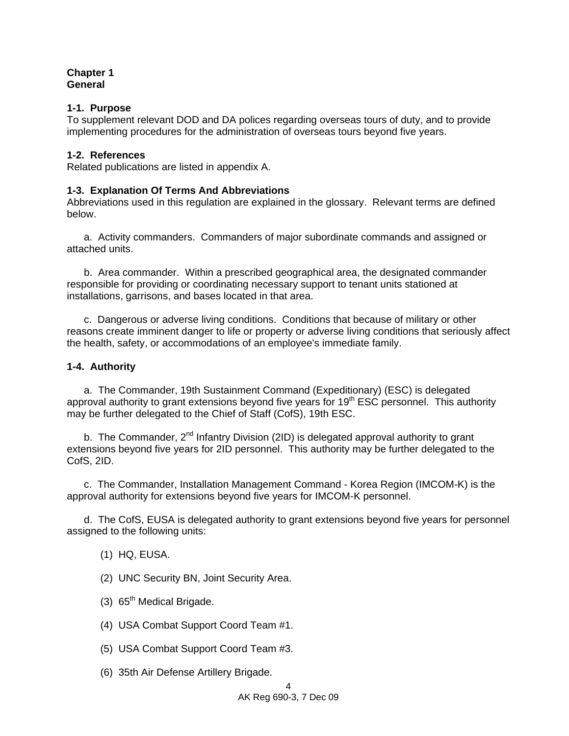# Chapter 1
# General

## 1-1. Purpose

To supplement relevant DOD and DA polices regarding overseas tours of duty, and to provide implementing procedures for the administration of overseas tours beyond five years.

## 1-2. References

Related publications are listed in appendix A.

## 1-3. Explanation Of Terms And Abbreviations

Abbreviations used in this regulation are explained in the glossary. Relevant terms are defined below.

a. Activity commanders. Commanders of major subordinate commands and assigned or attached units.

b. Area commander. Within a prescribed geographical area, the designated commander responsible for providing or coordinating necessary support to tenant units stationed at installations, garrisons, and bases located in that area.

c. Dangerous or adverse living conditions. Conditions that because of military or other reasons create imminent danger to life or property or adverse living conditions that seriously affect the health, safety, or accommodations of an employee's immediate family.

## 1-4. Authority

a. The Commander, 19th Sustainment Command (Expeditionary) (ESC) is delegated approval authority to grant extensions beyond five years for 19th ESC personnel. This authority may be further delegated to the Chief of Staff (CofS), 19th ESC.

b. The Commander, 2nd Infantry Division (2ID) is delegated approval authority to grant extensions beyond five years for 2ID personnel. This authority may be further delegated to the CofS, 2ID.

c. The Commander, Installation Management Command - Korea Region (IMCOM-K) is the approval authority for extensions beyond five years for IMCOM-K personnel.

d. The CofS, EUSA is delegated authority to grant extensions beyond five years for personnel assigned to the following units:

(1) HQ, EUSA.

(2) UNC Security BN, Joint Security Area.

(3) 65th Medical Brigade.

(4) USA Combat Support Coord Team #1.

(5) USA Combat Support Coord Team #3.

(6) 35th Air Defense Artillery Brigade.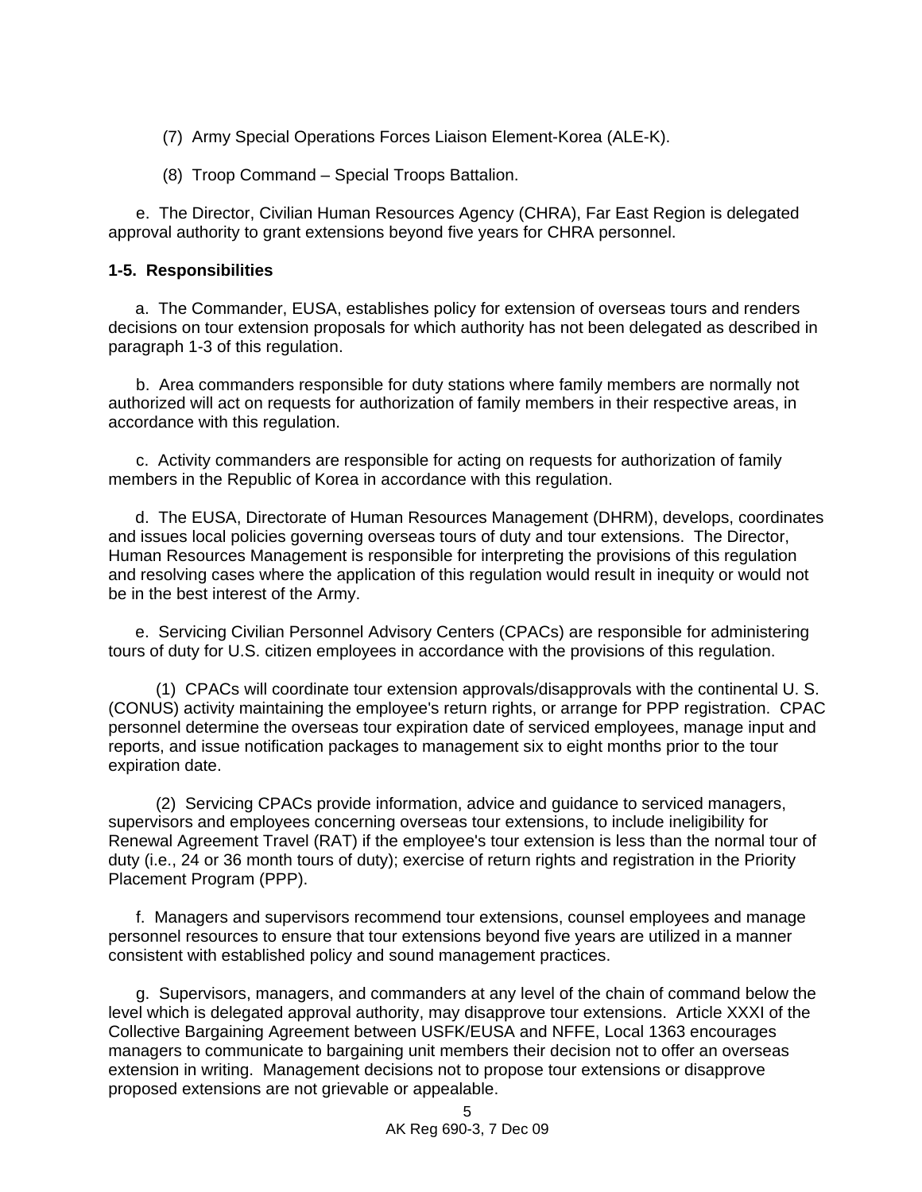(7) Army Special Operations Forces Liaison Element-Korea (ALE-K).

(8) Troop Command – Special Troops Battalion.

e. The Director, Civilian Human Resources Agency (CHRA), Far East Region is delegated approval authority to grant extensions beyond five years for CHRA personnel.

**1-5. Responsibilities**

a. The Commander, EUSA, establishes policy for extension of overseas tours and renders decisions on tour extension proposals for which authority has not been delegated as described in paragraph 1-3 of this regulation.

b. Area commanders responsible for duty stations where family members are normally not authorized will act on requests for authorization of family members in their respective areas, in accordance with this regulation.

c. Activity commanders are responsible for acting on requests for authorization of family members in the Republic of Korea in accordance with this regulation.

d. The EUSA, Directorate of Human Resources Management (DHRM), develops, coordinates and issues local policies governing overseas tours of duty and tour extensions. The Director, Human Resources Management is responsible for interpreting the provisions of this regulation and resolving cases where the application of this regulation would result in inequity or would not be in the best interest of the Army.

e. Servicing Civilian Personnel Advisory Centers (CPACs) are responsible for administering tours of duty for U.S. citizen employees in accordance with the provisions of this regulation.

(1) CPACs will coordinate tour extension approvals/disapprovals with the continental U. S. (CONUS) activity maintaining the employee's return rights, or arrange for PPP registration. CPAC personnel determine the overseas tour expiration date of serviced employees, manage input and reports, and issue notification packages to management six to eight months prior to the tour expiration date.

(2) Servicing CPACs provide information, advice and guidance to serviced managers, supervisors and employees concerning overseas tour extensions, to include ineligibility for Renewal Agreement Travel (RAT) if the employee's tour extension is less than the normal tour of duty (i.e., 24 or 36 month tours of duty); exercise of return rights and registration in the Priority Placement Program (PPP).

f. Managers and supervisors recommend tour extensions, counsel employees and manage personnel resources to ensure that tour extensions beyond five years are utilized in a manner consistent with established policy and sound management practices.

g. Supervisors, managers, and commanders at any level of the chain of command below the level which is delegated approval authority, may disapprove tour extensions. Article XXXI of the Collective Bargaining Agreement between USFK/EUSA and NFFE, Local 1363 encourages managers to communicate to bargaining unit members their decision not to offer an overseas extension in writing. Management decisions not to propose tour extensions or disapprove proposed extensions are not grievable or appealable.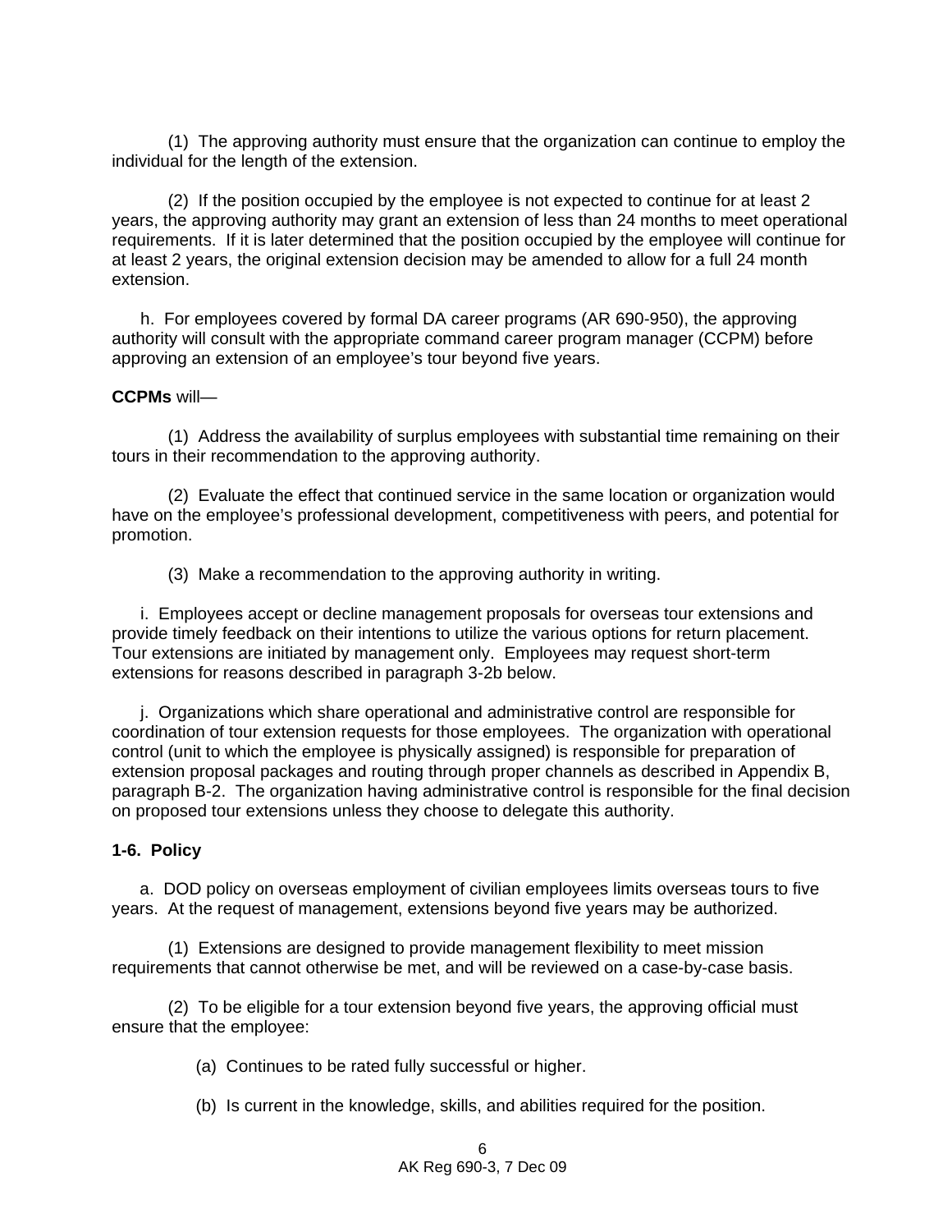(1) The approving authority must ensure that the organization can continue to employ the individual for the length of the extension.

(2) If the position occupied by the employee is not expected to continue for at least 2 years, the approving authority may grant an extension of less than 24 months to meet operational requirements. If it is later determined that the position occupied by the employee will continue for at least 2 years, the original extension decision may be amended to allow for a full 24 month extension.

h. For employees covered by formal DA career programs (AR 690-950), the approving authority will consult with the appropriate command career program manager (CCPM) before approving an extension of an employee's tour beyond five years.

**CCPMs** will—

(1) Address the availability of surplus employees with substantial time remaining on their tours in their recommendation to the approving authority.

(2) Evaluate the effect that continued service in the same location or organization would have on the employee's professional development, competitiveness with peers, and potential for promotion.

(3) Make a recommendation to the approving authority in writing.

i. Employees accept or decline management proposals for overseas tour extensions and provide timely feedback on their intentions to utilize the various options for return placement. Tour extensions are initiated by management only. Employees may request short-term extensions for reasons described in paragraph 3-2b below.

j. Organizations which share operational and administrative control are responsible for coordination of tour extension requests for those employees. The organization with operational control (unit to which the employee is physically assigned) is responsible for preparation of extension proposal packages and routing through proper channels as described in Appendix B, paragraph B-2. The organization having administrative control is responsible for the final decision on proposed tour extensions unless they choose to delegate this authority.

### 1-6. Policy

a. DOD policy on overseas employment of civilian employees limits overseas tours to five years. At the request of management, extensions beyond five years may be authorized.

(1) Extensions are designed to provide management flexibility to meet mission requirements that cannot otherwise be met, and will be reviewed on a case-by-case basis.

(2) To be eligible for a tour extension beyond five years, the approving official must ensure that the employee:

(a) Continues to be rated fully successful or higher.

(b) Is current in the knowledge, skills, and abilities required for the position.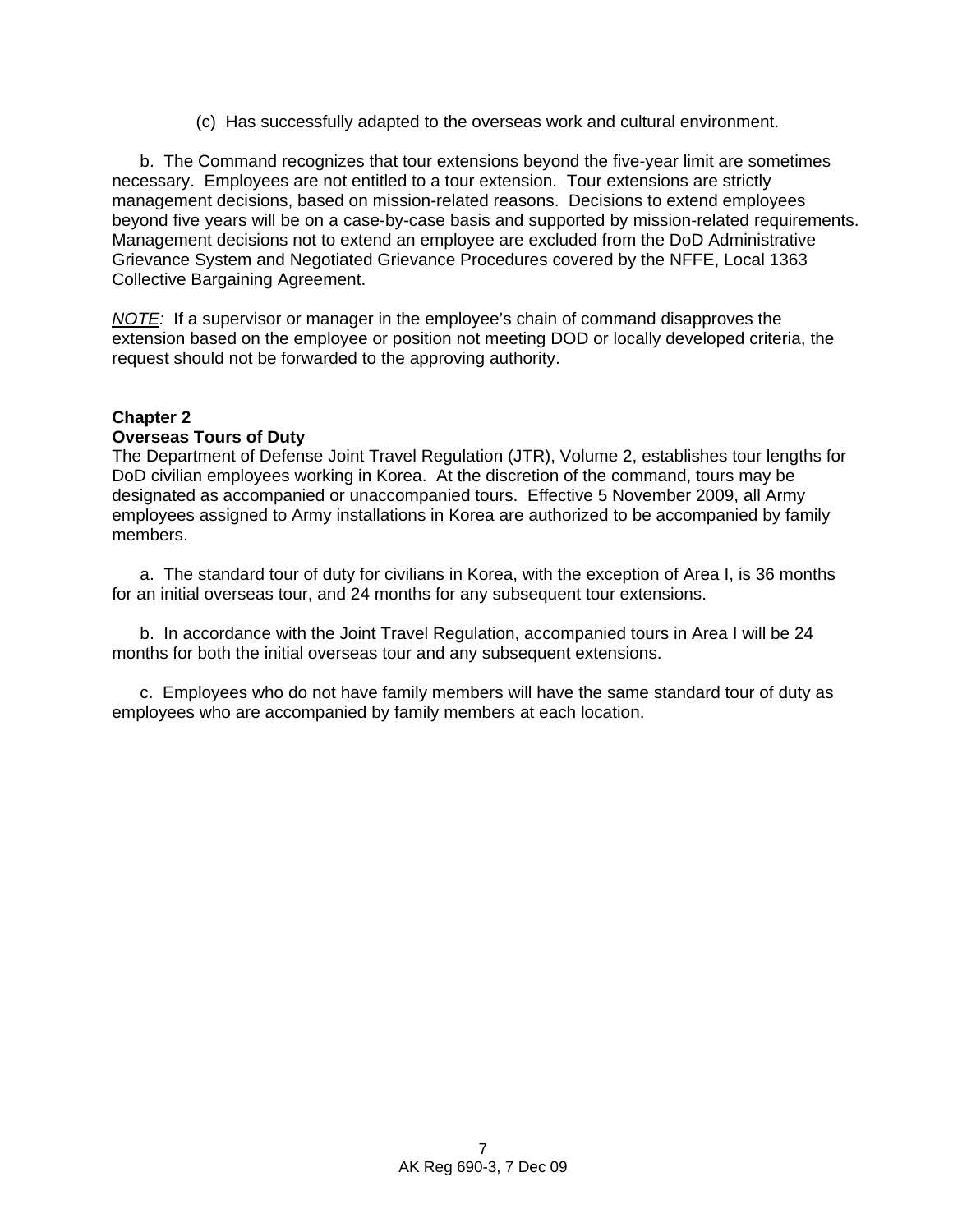(c) Has successfully adapted to the overseas work and cultural environment.

b. The Command recognizes that tour extensions beyond the five-year limit are sometimes necessary. Employees are not entitled to a tour extension. Tour extensions are strictly management decisions, based on mission-related reasons. Decisions to extend employees beyond five years will be on a case-by-case basis and supported by mission-related requirements. Management decisions not to extend an employee are excluded from the DoD Administrative Grievance System and Negotiated Grievance Procedures covered by the NFFE, Local 1363 Collective Bargaining Agreement.

*NOTE:* If a supervisor or manager in the employee's chain of command disapproves the extension based on the employee or position not meeting DOD or locally developed criteria, the request should not be forwarded to the approving authority.

## Chapter 2
## Overseas Tours of Duty

The Department of Defense Joint Travel Regulation (JTR), Volume 2, establishes tour lengths for DoD civilian employees working in Korea. At the discretion of the command, tours may be designated as accompanied or unaccompanied tours. Effective 5 November 2009, all Army employees assigned to Army installations in Korea are authorized to be accompanied by family members.

a. The standard tour of duty for civilians in Korea, with the exception of Area I, is 36 months for an initial overseas tour, and 24 months for any subsequent tour extensions.

b. In accordance with the Joint Travel Regulation, accompanied tours in Area I will be 24 months for both the initial overseas tour and any subsequent extensions.

c. Employees who do not have family members will have the same standard tour of duty as employees who are accompanied by family members at each location.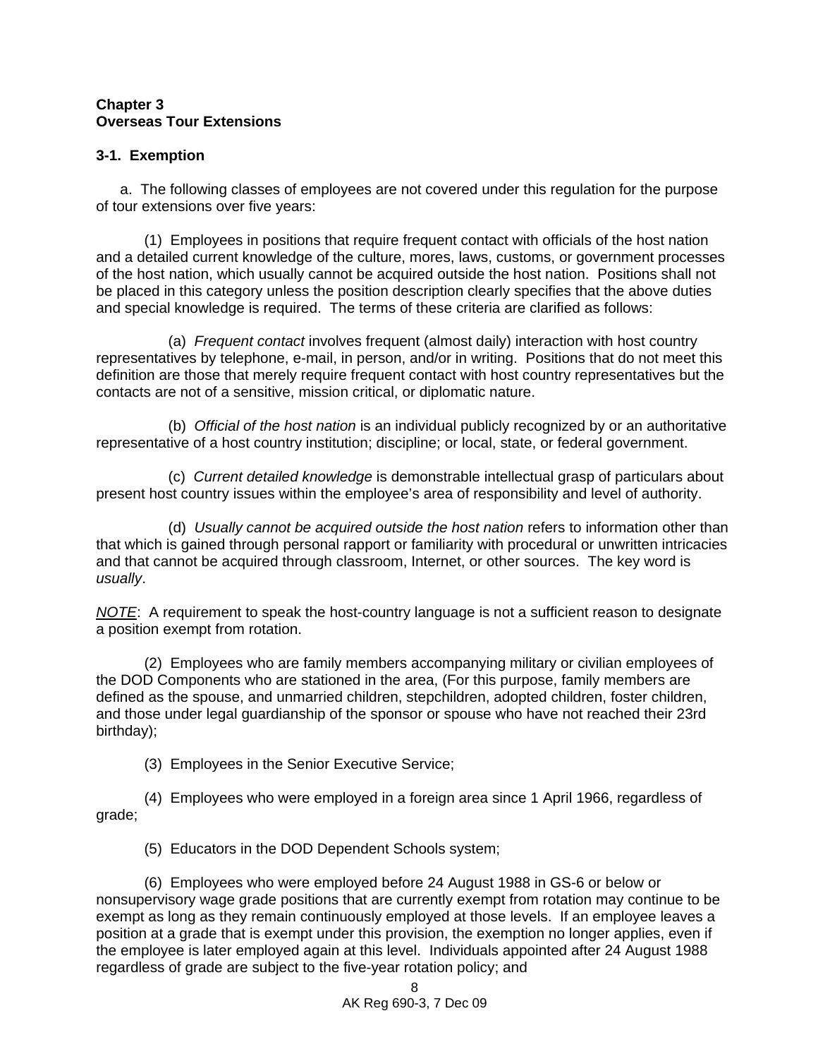**Chapter 3**
**Overseas Tour Extensions**

**3-1. Exemption**

a. The following classes of employees are not covered under this regulation for the purpose of tour extensions over five years:

(1) Employees in positions that require frequent contact with officials of the host nation and a detailed current knowledge of the culture, mores, laws, customs, or government processes of the host nation, which usually cannot be acquired outside the host nation. Positions shall not be placed in this category unless the position description clearly specifies that the above duties and special knowledge is required. The terms of these criteria are clarified as follows:

(a) *Frequent contact* involves frequent (almost daily) interaction with host country representatives by telephone, e-mail, in person, and/or in writing. Positions that do not meet this definition are those that merely require frequent contact with host country representatives but the contacts are not of a sensitive, mission critical, or diplomatic nature.

(b) *Official of the host nation* is an individual publicly recognized by or an authoritative representative of a host country institution; discipline; or local, state, or federal government.

(c) *Current detailed knowledge* is demonstrable intellectual grasp of particulars about present host country issues within the employee's area of responsibility and level of authority.

(d) *Usually cannot be acquired outside the host nation* refers to information other than that which is gained through personal rapport or familiarity with procedural or unwritten intricacies and that cannot be acquired through classroom, Internet, or other sources. The key word is *usually*.

*NOTE*: A requirement to speak the host-country language is not a sufficient reason to designate a position exempt from rotation.

(2) Employees who are family members accompanying military or civilian employees of the DOD Components who are stationed in the area, (For this purpose, family members are defined as the spouse, and unmarried children, stepchildren, adopted children, foster children, and those under legal guardianship of the sponsor or spouse who have not reached their 23rd birthday);

(3) Employees in the Senior Executive Service;

(4) Employees who were employed in a foreign area since 1 April 1966, regardless of grade;

(5) Educators in the DOD Dependent Schools system;

(6) Employees who were employed before 24 August 1988 in GS-6 or below or nonsupervisory wage grade positions that are currently exempt from rotation may continue to be exempt as long as they remain continuously employed at those levels. If an employee leaves a position at a grade that is exempt under this provision, the exemption no longer applies, even if the employee is later employed again at this level. Individuals appointed after 24 August 1988 regardless of grade are subject to the five-year rotation policy; and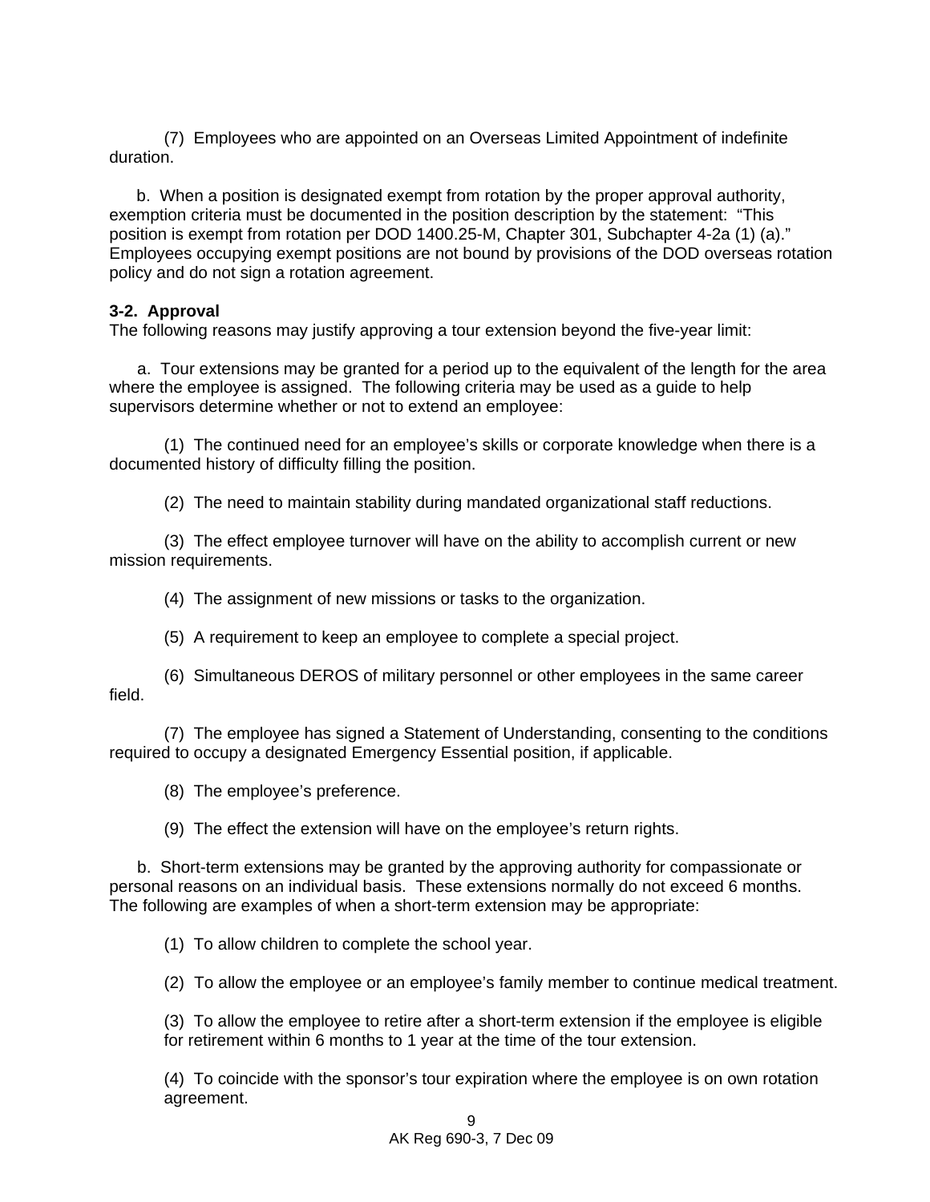(7) Employees who are appointed on an Overseas Limited Appointment of indefinite duration.

b. When a position is designated exempt from rotation by the proper approval authority, exemption criteria must be documented in the position description by the statement: "This position is exempt from rotation per DOD 1400.25-M, Chapter 301, Subchapter 4-2a (1) (a)." Employees occupying exempt positions are not bound by provisions of the DOD overseas rotation policy and do not sign a rotation agreement.

**3-2. Approval**
The following reasons may justify approving a tour extension beyond the five-year limit:

a. Tour extensions may be granted for a period up to the equivalent of the length for the area where the employee is assigned. The following criteria may be used as a guide to help supervisors determine whether or not to extend an employee:

(1) The continued need for an employee's skills or corporate knowledge when there is a documented history of difficulty filling the position.

(2) The need to maintain stability during mandated organizational staff reductions.

(3) The effect employee turnover will have on the ability to accomplish current or new mission requirements.

(4) The assignment of new missions or tasks to the organization.

(5) A requirement to keep an employee to complete a special project.

(6) Simultaneous DEROS of military personnel or other employees in the same career field.

(7) The employee has signed a Statement of Understanding, consenting to the conditions required to occupy a designated Emergency Essential position, if applicable.

(8) The employee's preference.

(9) The effect the extension will have on the employee's return rights.

b. Short-term extensions may be granted by the approving authority for compassionate or personal reasons on an individual basis. These extensions normally do not exceed 6 months. The following are examples of when a short-term extension may be appropriate:

(1) To allow children to complete the school year.

(2) To allow the employee or an employee's family member to continue medical treatment.

(3) To allow the employee to retire after a short-term extension if the employee is eligible for retirement within 6 months to 1 year at the time of the tour extension.

(4) To coincide with the sponsor's tour expiration where the employee is on own rotation agreement.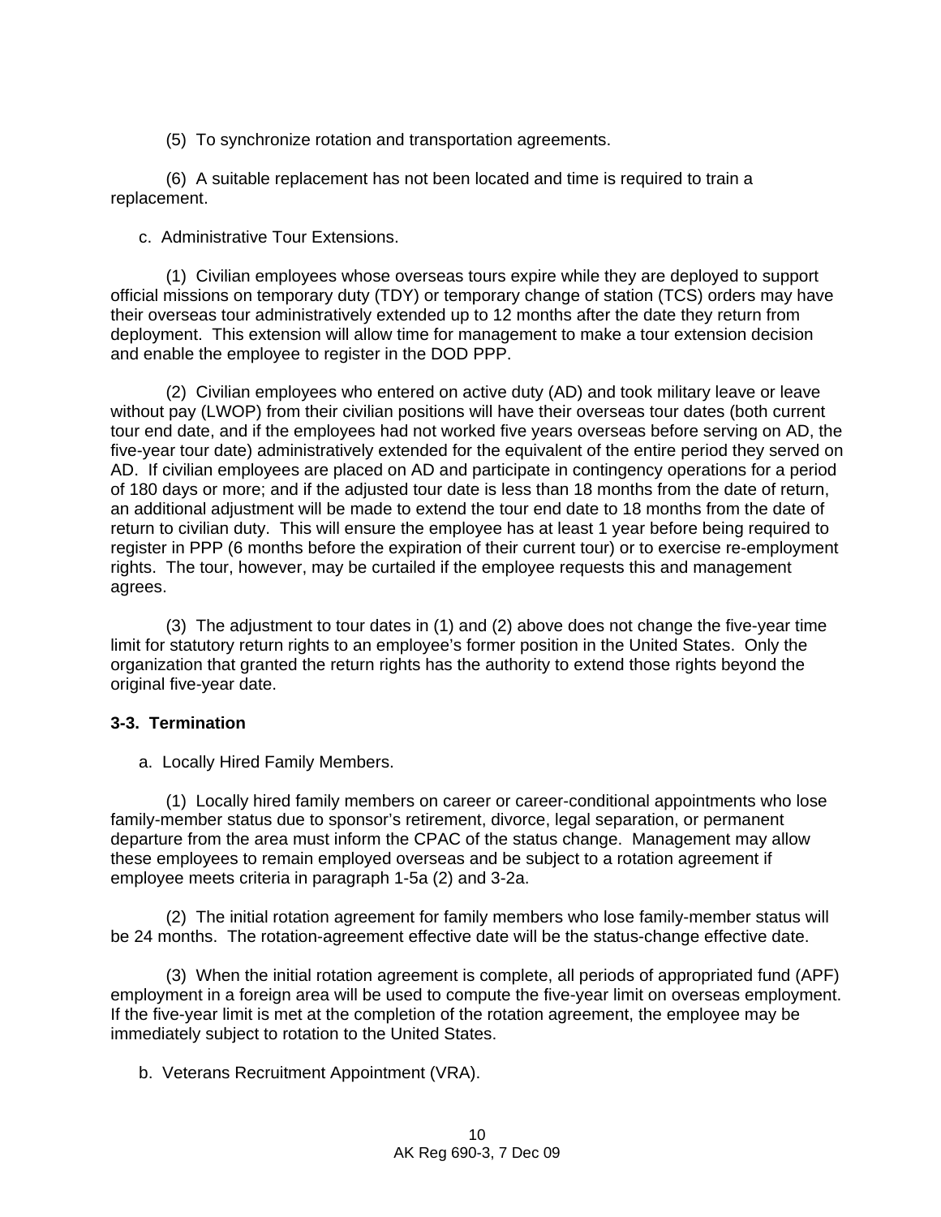(5) To synchronize rotation and transportation agreements.

(6) A suitable replacement has not been located and time is required to train a replacement.

c. Administrative Tour Extensions.

(1) Civilian employees whose overseas tours expire while they are deployed to support official missions on temporary duty (TDY) or temporary change of station (TCS) orders may have their overseas tour administratively extended up to 12 months after the date they return from deployment. This extension will allow time for management to make a tour extension decision and enable the employee to register in the DOD PPP.

(2) Civilian employees who entered on active duty (AD) and took military leave or leave without pay (LWOP) from their civilian positions will have their overseas tour dates (both current tour end date, and if the employees had not worked five years overseas before serving on AD, the five-year tour date) administratively extended for the equivalent of the entire period they served on AD. If civilian employees are placed on AD and participate in contingency operations for a period of 180 days or more; and if the adjusted tour date is less than 18 months from the date of return, an additional adjustment will be made to extend the tour end date to 18 months from the date of return to civilian duty. This will ensure the employee has at least 1 year before being required to register in PPP (6 months before the expiration of their current tour) or to exercise re-employment rights. The tour, however, may be curtailed if the employee requests this and management agrees.

(3) The adjustment to tour dates in (1) and (2) above does not change the five-year time limit for statutory return rights to an employee's former position in the United States. Only the organization that granted the return rights has the authority to extend those rights beyond the original five-year date.

**3-3. Termination**

a. Locally Hired Family Members.

(1) Locally hired family members on career or career-conditional appointments who lose family-member status due to sponsor's retirement, divorce, legal separation, or permanent departure from the area must inform the CPAC of the status change. Management may allow these employees to remain employed overseas and be subject to a rotation agreement if employee meets criteria in paragraph 1-5a (2) and 3-2a.

(2) The initial rotation agreement for family members who lose family-member status will be 24 months. The rotation-agreement effective date will be the status-change effective date.

(3) When the initial rotation agreement is complete, all periods of appropriated fund (APF) employment in a foreign area will be used to compute the five-year limit on overseas employment. If the five-year limit is met at the completion of the rotation agreement, the employee may be immediately subject to rotation to the United States.

b. Veterans Recruitment Appointment (VRA).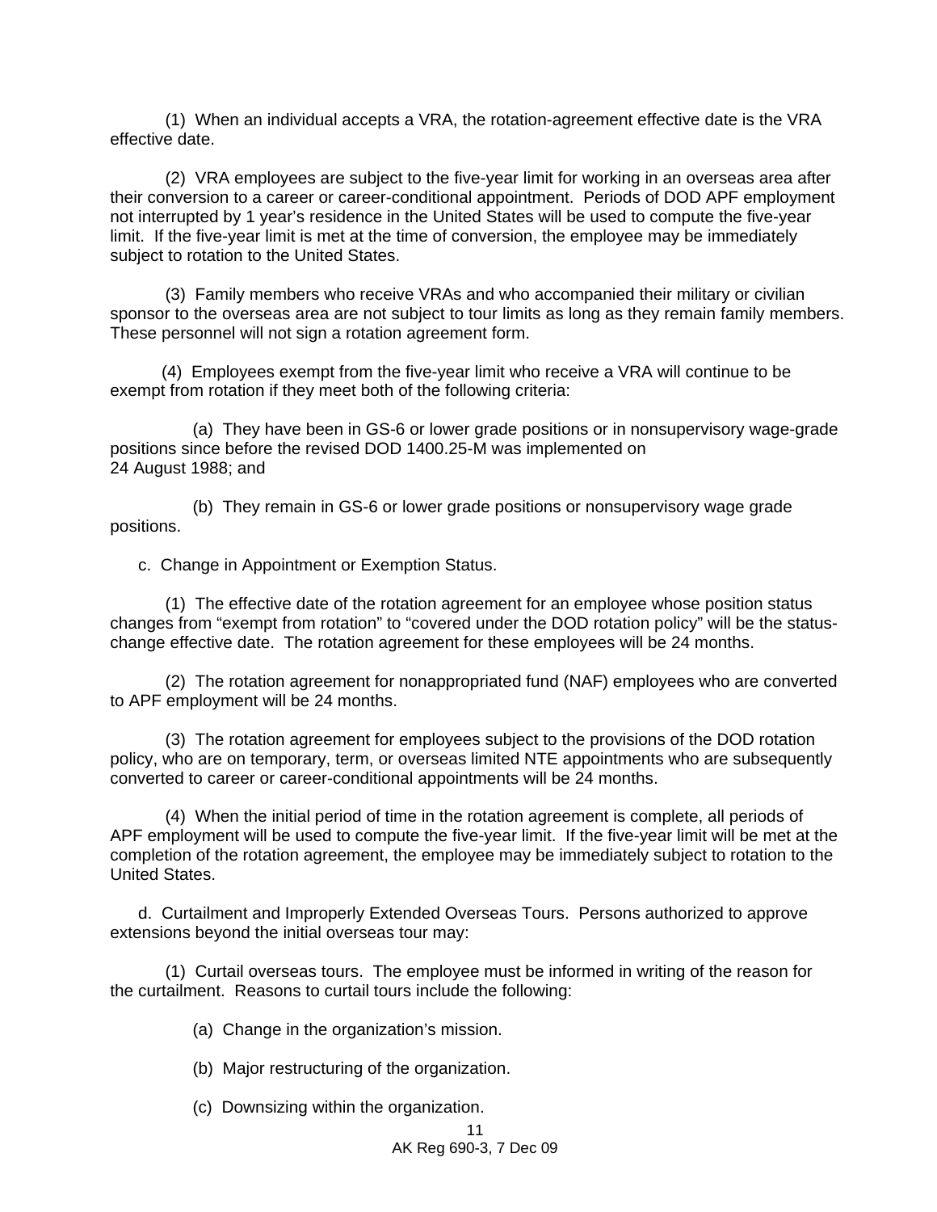(1) When an individual accepts a VRA, the rotation-agreement effective date is the VRA effective date.

(2) VRA employees are subject to the five-year limit for working in an overseas area after their conversion to a career or career-conditional appointment. Periods of DOD APF employment not interrupted by 1 year's residence in the United States will be used to compute the five-year limit. If the five-year limit is met at the time of conversion, the employee may be immediately subject to rotation to the United States.

(3) Family members who receive VRAs and who accompanied their military or civilian sponsor to the overseas area are not subject to tour limits as long as they remain family members. These personnel will not sign a rotation agreement form.

(4) Employees exempt from the five-year limit who receive a VRA will continue to be exempt from rotation if they meet both of the following criteria:

(a) They have been in GS-6 or lower grade positions or in nonsupervisory wage-grade positions since before the revised DOD 1400.25-M was implemented on 24 August 1988; and

(b) They remain in GS-6 or lower grade positions or nonsupervisory wage grade positions.

c. Change in Appointment or Exemption Status.

(1) The effective date of the rotation agreement for an employee whose position status changes from "exempt from rotation" to "covered under the DOD rotation policy" will be the status-change effective date. The rotation agreement for these employees will be 24 months.

(2) The rotation agreement for nonappropriated fund (NAF) employees who are converted to APF employment will be 24 months.

(3) The rotation agreement for employees subject to the provisions of the DOD rotation policy, who are on temporary, term, or overseas limited NTE appointments who are subsequently converted to career or career-conditional appointments will be 24 months.

(4) When the initial period of time in the rotation agreement is complete, all periods of APF employment will be used to compute the five-year limit. If the five-year limit will be met at the completion of the rotation agreement, the employee may be immediately subject to rotation to the United States.

d. Curtailment and Improperly Extended Overseas Tours. Persons authorized to approve extensions beyond the initial overseas tour may:

(1) Curtail overseas tours. The employee must be informed in writing of the reason for the curtailment. Reasons to curtail tours include the following:

(a) Change in the organization's mission.

(b) Major restructuring of the organization.

(c) Downsizing within the organization.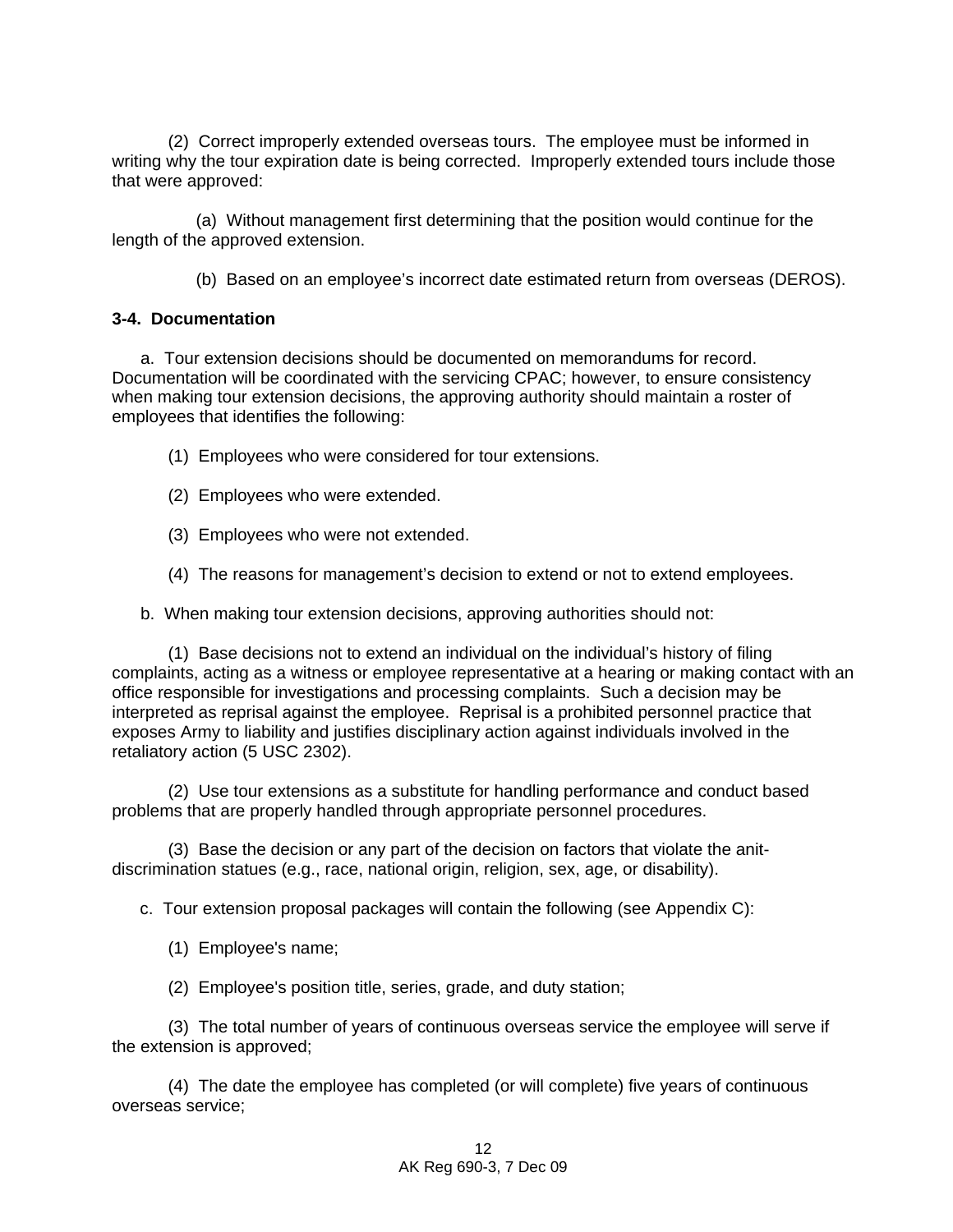(2) Correct improperly extended overseas tours. The employee must be informed in writing why the tour expiration date is being corrected. Improperly extended tours include those that were approved:

(a) Without management first determining that the position would continue for the length of the approved extension.

(b) Based on an employee's incorrect date estimated return from overseas (DEROS).

**3-4. Documentation**

a. Tour extension decisions should be documented on memorandums for record. Documentation will be coordinated with the servicing CPAC; however, to ensure consistency when making tour extension decisions, the approving authority should maintain a roster of employees that identifies the following:

(1) Employees who were considered for tour extensions.

(2) Employees who were extended.

(3) Employees who were not extended.

(4) The reasons for management's decision to extend or not to extend employees.

b. When making tour extension decisions, approving authorities should not:

(1) Base decisions not to extend an individual on the individual's history of filing complaints, acting as a witness or employee representative at a hearing or making contact with an office responsible for investigations and processing complaints. Such a decision may be interpreted as reprisal against the employee. Reprisal is a prohibited personnel practice that exposes Army to liability and justifies disciplinary action against individuals involved in the retaliatory action (5 USC 2302).

(2) Use tour extensions as a substitute for handling performance and conduct based problems that are properly handled through appropriate personnel procedures.

(3) Base the decision or any part of the decision on factors that violate the anit-discrimination statues (e.g., race, national origin, religion, sex, age, or disability).

c. Tour extension proposal packages will contain the following (see Appendix C):

(1) Employee's name;

(2) Employee's position title, series, grade, and duty station;

(3) The total number of years of continuous overseas service the employee will serve if the extension is approved;

(4) The date the employee has completed (or will complete) five years of continuous overseas service;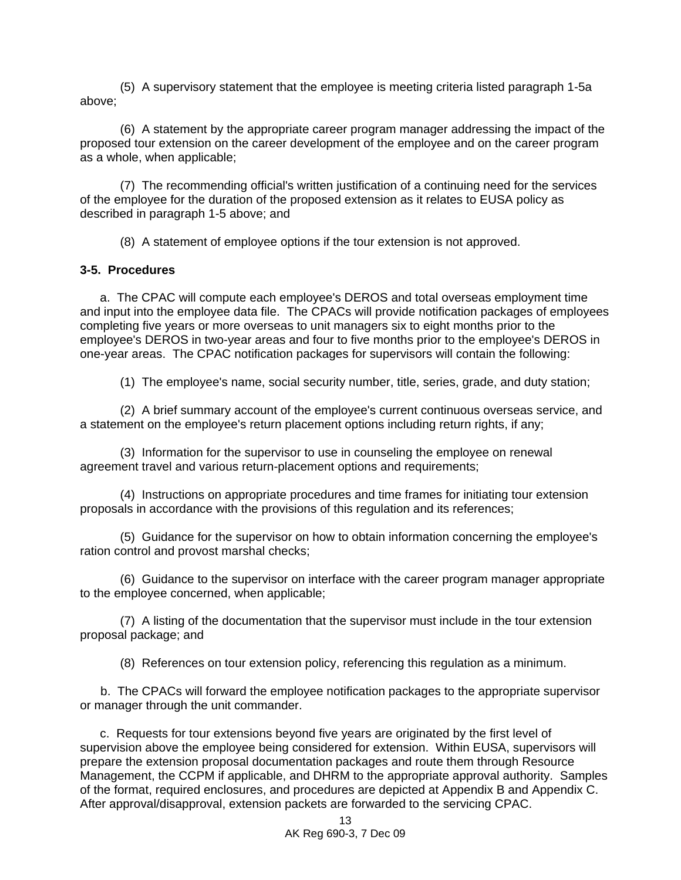(5) A supervisory statement that the employee is meeting criteria listed paragraph 1-5a above;

(6) A statement by the appropriate career program manager addressing the impact of the proposed tour extension on the career development of the employee and on the career program as a whole, when applicable;

(7) The recommending official's written justification of a continuing need for the services of the employee for the duration of the proposed extension as it relates to EUSA policy as described in paragraph 1-5 above; and

(8) A statement of employee options if the tour extension is not approved.

**3-5. Procedures**

a. The CPAC will compute each employee's DEROS and total overseas employment time and input into the employee data file. The CPACs will provide notification packages of employees completing five years or more overseas to unit managers six to eight months prior to the employee's DEROS in two-year areas and four to five months prior to the employee's DEROS in one-year areas. The CPAC notification packages for supervisors will contain the following:

(1) The employee's name, social security number, title, series, grade, and duty station;

(2) A brief summary account of the employee's current continuous overseas service, and a statement on the employee's return placement options including return rights, if any;

(3) Information for the supervisor to use in counseling the employee on renewal agreement travel and various return-placement options and requirements;

(4) Instructions on appropriate procedures and time frames for initiating tour extension proposals in accordance with the provisions of this regulation and its references;

(5) Guidance for the supervisor on how to obtain information concerning the employee's ration control and provost marshal checks;

(6) Guidance to the supervisor on interface with the career program manager appropriate to the employee concerned, when applicable;

(7) A listing of the documentation that the supervisor must include in the tour extension proposal package; and

(8) References on tour extension policy, referencing this regulation as a minimum.

b. The CPACs will forward the employee notification packages to the appropriate supervisor or manager through the unit commander.

c. Requests for tour extensions beyond five years are originated by the first level of supervision above the employee being considered for extension. Within EUSA, supervisors will prepare the extension proposal documentation packages and route them through Resource Management, the CCPM if applicable, and DHRM to the appropriate approval authority. Samples of the format, required enclosures, and procedures are depicted at Appendix B and Appendix C. After approval/disapproval, extension packets are forwarded to the servicing CPAC.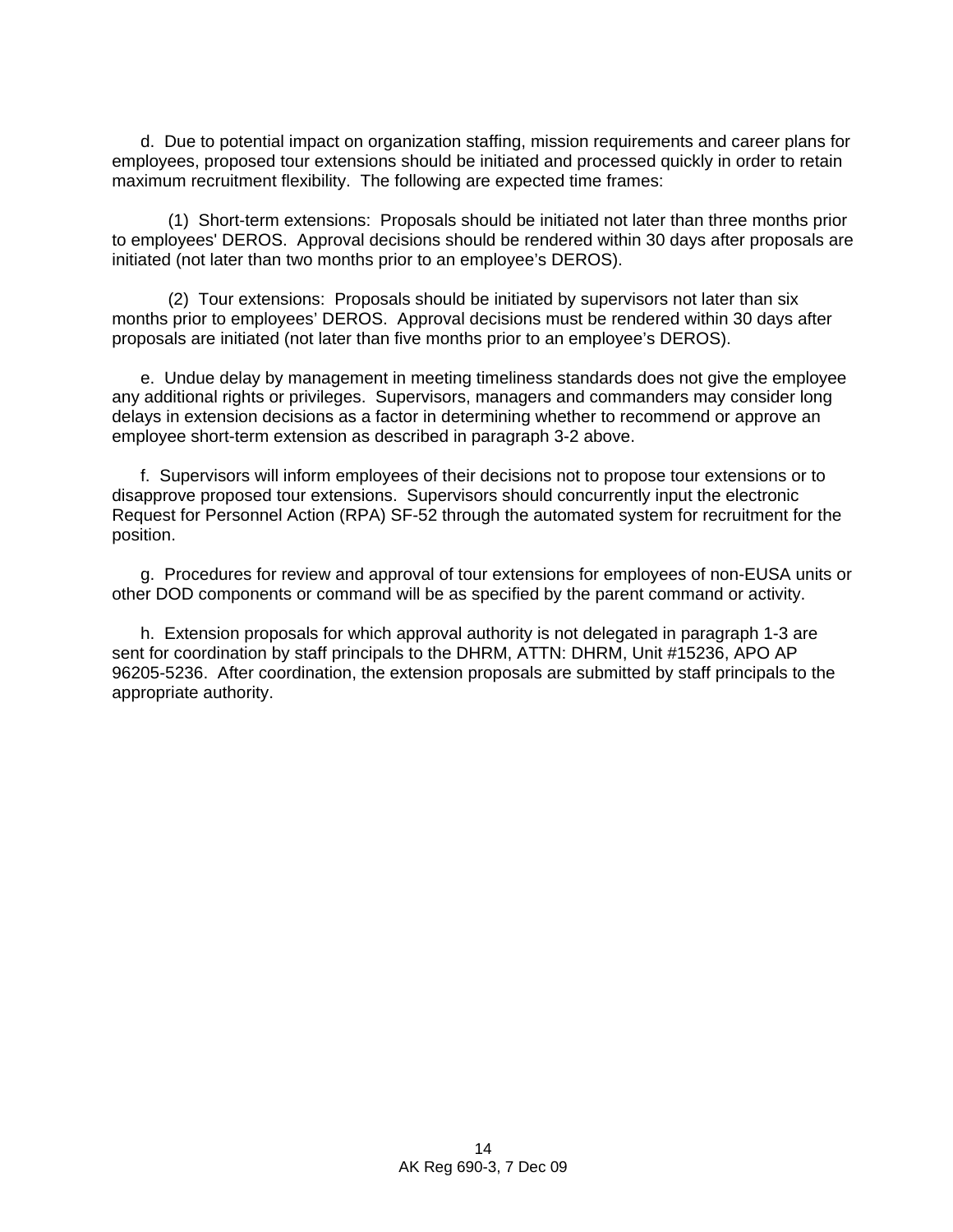d.  Due to potential impact on organization staffing, mission requirements and career plans for employees, proposed tour extensions should be initiated and processed quickly in order to retain maximum recruitment flexibility.  The following are expected time frames:

(1)  Short-term extensions:  Proposals should be initiated not later than three months prior to employees' DEROS.  Approval decisions should be rendered within 30 days after proposals are initiated (not later than two months prior to an employee's DEROS).

(2)  Tour extensions:  Proposals should be initiated by supervisors not later than six months prior to employees' DEROS.  Approval decisions must be rendered within 30 days after proposals are initiated (not later than five months prior to an employee's DEROS).

e.  Undue delay by management in meeting timeliness standards does not give the employee any additional rights or privileges.  Supervisors, managers and commanders may consider long delays in extension decisions as a factor in determining whether to recommend or approve an employee short-term extension as described in paragraph 3-2 above.

f.  Supervisors will inform employees of their decisions not to propose tour extensions or to disapprove proposed tour extensions.  Supervisors should concurrently input the electronic Request for Personnel Action (RPA) SF-52 through the automated system for recruitment for the position.

g.  Procedures for review and approval of tour extensions for employees of non-EUSA units or other DOD components or command will be as specified by the parent command or activity.

h.  Extension proposals for which approval authority is not delegated in paragraph 1-3 are sent for coordination by staff principals to the DHRM, ATTN: DHRM, Unit #15236, APO AP 96205-5236.  After coordination, the extension proposals are submitted by staff principals to the appropriate authority.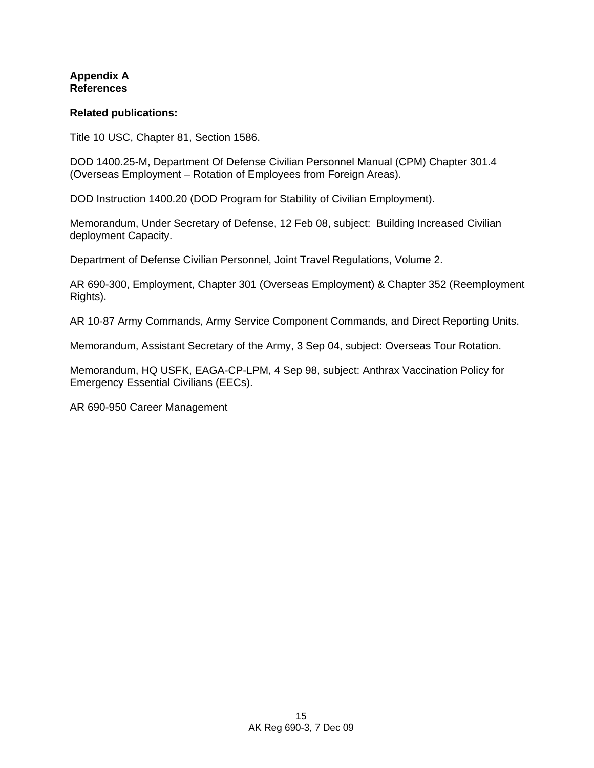**Appendix A**
**References**

**Related publications:**

Title 10 USC, Chapter 81, Section 1586.

DOD 1400.25-M, Department Of Defense Civilian Personnel Manual (CPM) Chapter 301.4 (Overseas Employment – Rotation of Employees from Foreign Areas).

DOD Instruction 1400.20 (DOD Program for Stability of Civilian Employment).

Memorandum, Under Secretary of Defense, 12 Feb 08, subject: Building Increased Civilian deployment Capacity.

Department of Defense Civilian Personnel, Joint Travel Regulations, Volume 2.

AR 690-300, Employment, Chapter 301 (Overseas Employment) & Chapter 352 (Reemployment Rights).

AR 10-87 Army Commands, Army Service Component Commands, and Direct Reporting Units.

Memorandum, Assistant Secretary of the Army, 3 Sep 04, subject: Overseas Tour Rotation.

Memorandum, HQ USFK, EAGA-CP-LPM, 4 Sep 98, subject: Anthrax Vaccination Policy for Emergency Essential Civilians (EECs).

AR 690-950 Career Management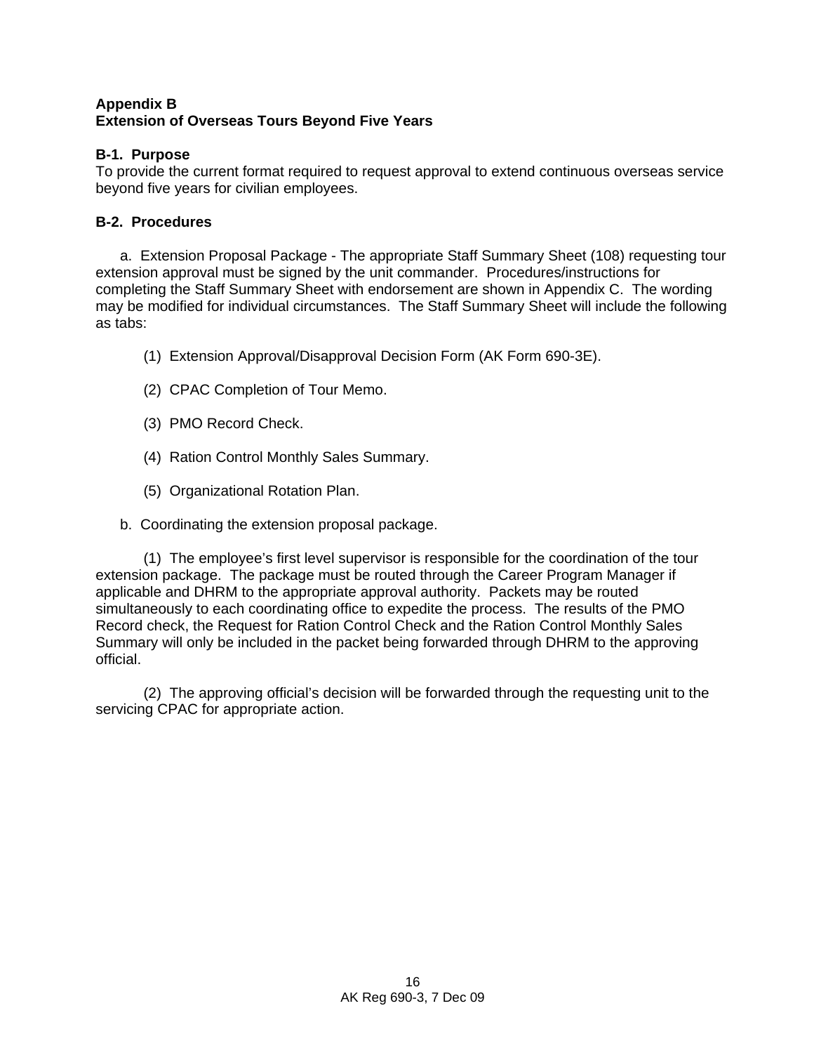## Appendix B
## Extension of Overseas Tours Beyond Five Years

### B-1. Purpose

To provide the current format required to request approval to extend continuous overseas service beyond five years for civilian employees.

### B-2. Procedures

a. Extension Proposal Package - The appropriate Staff Summary Sheet (108) requesting tour extension approval must be signed by the unit commander. Procedures/instructions for completing the Staff Summary Sheet with endorsement are shown in Appendix C. The wording may be modified for individual circumstances. The Staff Summary Sheet will include the following as tabs:

(1) Extension Approval/Disapproval Decision Form (AK Form 690-3E).

(2) CPAC Completion of Tour Memo.

(3) PMO Record Check.

(4) Ration Control Monthly Sales Summary.

(5) Organizational Rotation Plan.

b. Coordinating the extension proposal package.

(1) The employee's first level supervisor is responsible for the coordination of the tour extension package. The package must be routed through the Career Program Manager if applicable and DHRM to the appropriate approval authority. Packets may be routed simultaneously to each coordinating office to expedite the process. The results of the PMO Record check, the Request for Ration Control Check and the Ration Control Monthly Sales Summary will only be included in the packet being forwarded through DHRM to the approving official.

(2) The approving official's decision will be forwarded through the requesting unit to the servicing CPAC for appropriate action.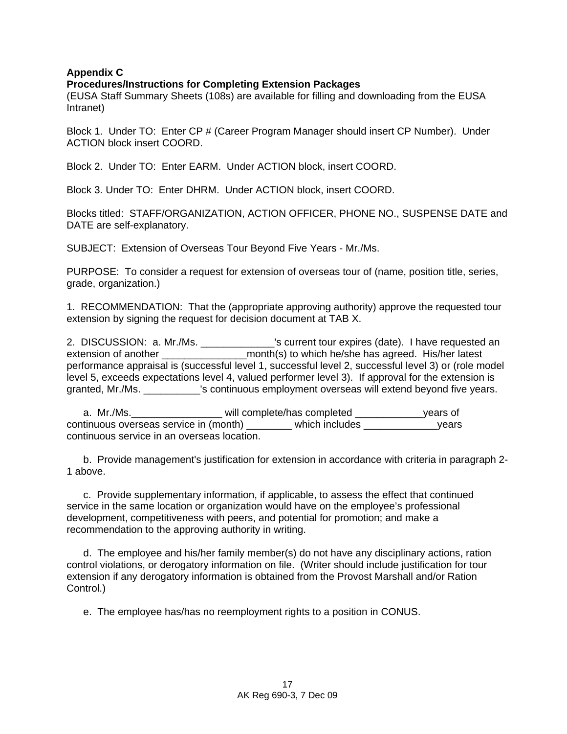**Appendix C**
**Procedures/Instructions for Completing Extension Packages**
(EUSA Staff Summary Sheets (108s) are available for filling and downloading from the EUSA Intranet)

Block 1. Under TO: Enter CP # (Career Program Manager should insert CP Number). Under ACTION block insert COORD.

Block 2. Under TO: Enter EARM. Under ACTION block, insert COORD.

Block 3. Under TO: Enter DHRM. Under ACTION block, insert COORD.

Blocks titled: STAFF/ORGANIZATION, ACTION OFFICER, PHONE NO., SUSPENSE DATE and DATE are self-explanatory.

SUBJECT: Extension of Overseas Tour Beyond Five Years - Mr./Ms.

PURPOSE: To consider a request for extension of overseas tour of (name, position title, series, grade, organization.)

1. RECOMMENDATION: That the (appropriate approving authority) approve the requested tour extension by signing the request for decision document at TAB X.

2. DISCUSSION: a. Mr./Ms. _____________'s current tour expires (date). I have requested an extension of another _______________month(s) to which he/she has agreed. His/her latest performance appraisal is (successful level 1, successful level 2, successful level 3) or (role model level 5, exceeds expectations level 4, valued performer level 3). If approval for the extension is granted, Mr./Ms. __________'s continuous employment overseas will extend beyond five years.

a. Mr./Ms.________________ will complete/has completed ____________years of continuous overseas service in (month) ________ which includes _____________years continuous service in an overseas location.

b. Provide management's justification for extension in accordance with criteria in paragraph 2-1 above.

c. Provide supplementary information, if applicable, to assess the effect that continued service in the same location or organization would have on the employee's professional development, competitiveness with peers, and potential for promotion; and make a recommendation to the approving authority in writing.

d. The employee and his/her family member(s) do not have any disciplinary actions, ration control violations, or derogatory information on file. (Writer should include justification for tour extension if any derogatory information is obtained from the Provost Marshall and/or Ration Control.)

e. The employee has/has no reemployment rights to a position in CONUS.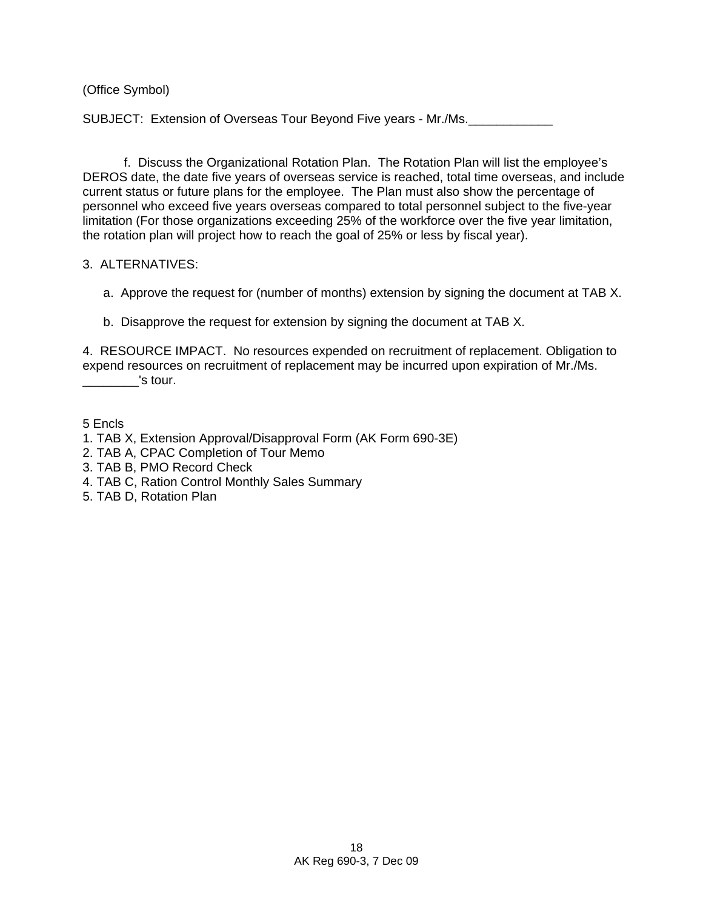(Office Symbol)

SUBJECT: Extension of Overseas Tour Beyond Five years - Mr./Ms.____________

f. Discuss the Organizational Rotation Plan. The Rotation Plan will list the employee's DEROS date, the date five years of overseas service is reached, total time overseas, and include current status or future plans for the employee. The Plan must also show the percentage of personnel who exceed five years overseas compared to total personnel subject to the five-year limitation (For those organizations exceeding 25% of the workforce over the five year limitation, the rotation plan will project how to reach the goal of 25% or less by fiscal year).

3. ALTERNATIVES:

a. Approve the request for (number of months) extension by signing the document at TAB X.

b. Disapprove the request for extension by signing the document at TAB X.

4. RESOURCE IMPACT. No resources expended on recruitment of replacement. Obligation to expend resources on recruitment of replacement may be incurred upon expiration of Mr./Ms. ________'s tour.

5 Encls
1. TAB X, Extension Approval/Disapproval Form (AK Form 690-3E)
2. TAB A, CPAC Completion of Tour Memo
3. TAB B, PMO Record Check
4. TAB C, Ration Control Monthly Sales Summary
5. TAB D, Rotation Plan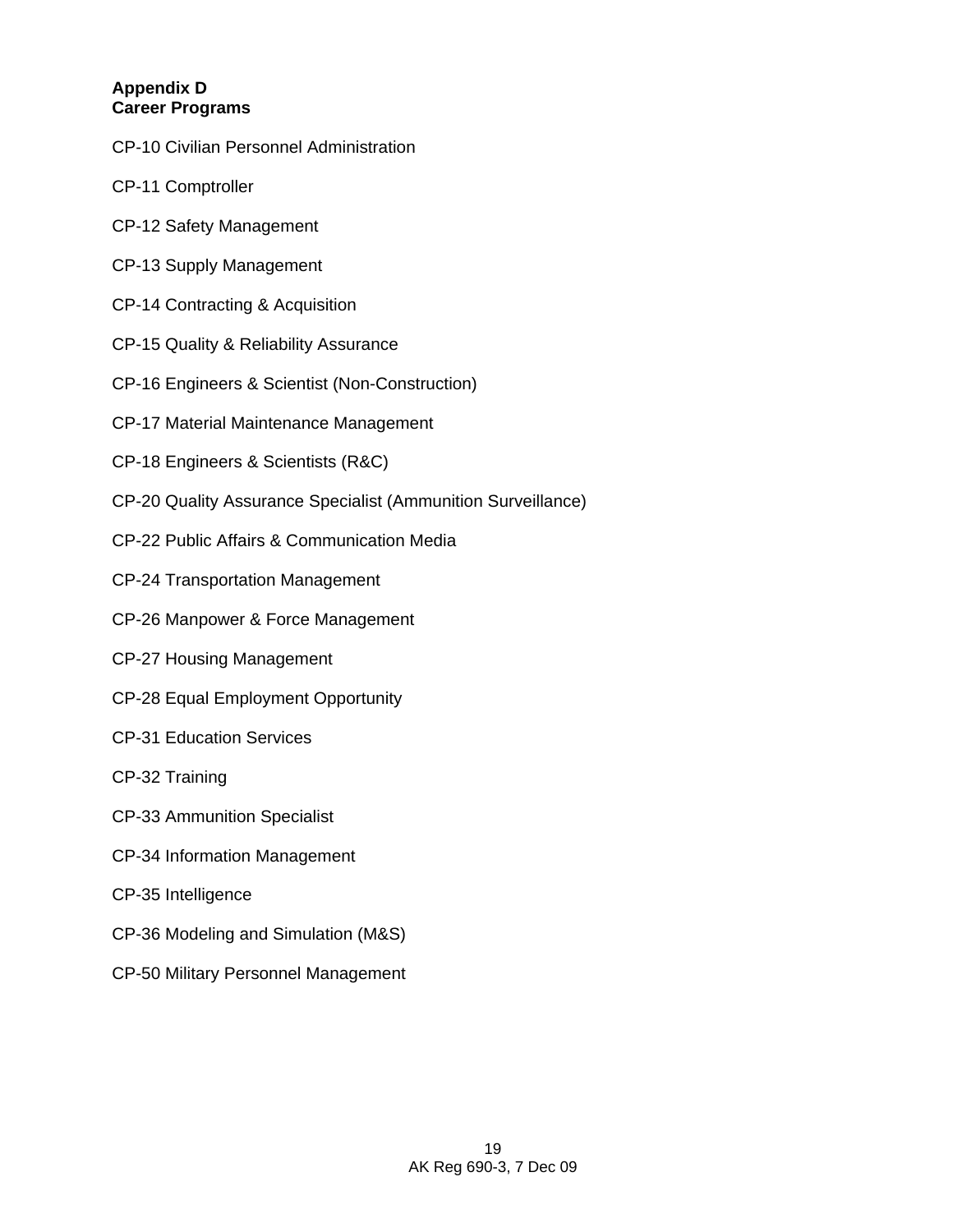**Appendix D**
**Career Programs**

CP-10 Civilian Personnel Administration

CP-11 Comptroller

CP-12 Safety Management

CP-13 Supply Management

CP-14 Contracting & Acquisition

CP-15 Quality & Reliability Assurance

CP-16 Engineers & Scientist (Non-Construction)

CP-17 Material Maintenance Management

CP-18 Engineers & Scientists (R&C)

CP-20 Quality Assurance Specialist (Ammunition Surveillance)

CP-22 Public Affairs & Communication Media

CP-24 Transportation Management

CP-26 Manpower & Force Management

CP-27 Housing Management

CP-28 Equal Employment Opportunity

CP-31 Education Services

CP-32 Training

CP-33 Ammunition Specialist

CP-34 Information Management

CP-35 Intelligence

CP-36 Modeling and Simulation (M&S)

CP-50 Military Personnel Management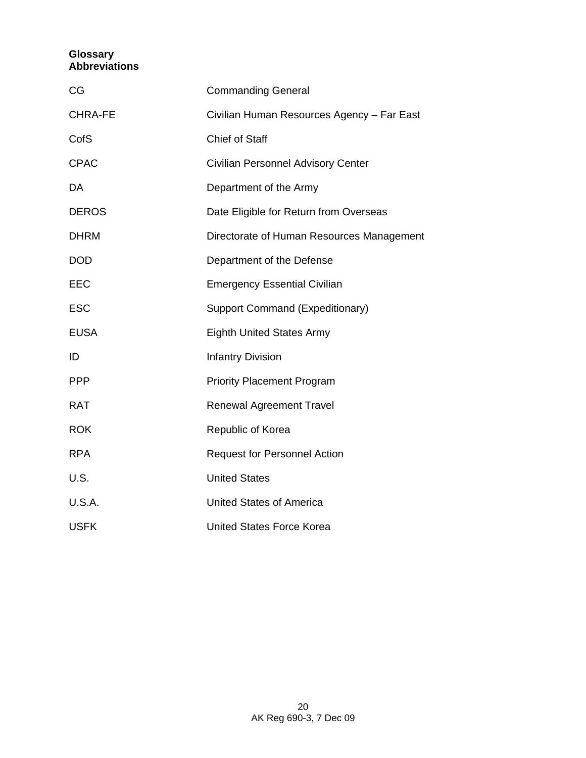# Glossary

## Abbreviations

| | |
|---|---|
| CG | Commanding General |
| CHRA-FE | Civilian Human Resources Agency – Far East |
| CofS | Chief of Staff |
| CPAC | Civilian Personnel Advisory Center |
| DA | Department of the Army |
| DEROS | Date Eligible for Return from Overseas |
| DHRM | Directorate of Human Resources Management |
| DOD | Department of the Defense |
| EEC | Emergency Essential Civilian |
| ESC | Support Command (Expeditionary) |
| EUSA | Eighth United States Army |
| ID | Infantry Division |
| PPP | Priority Placement Program |
| RAT | Renewal Agreement Travel |
| ROK | Republic of Korea |
| RPA | Request for Personnel Action |
| U.S. | United States |
| U.S.A. | United States of America |
| USFK | United States Force Korea |